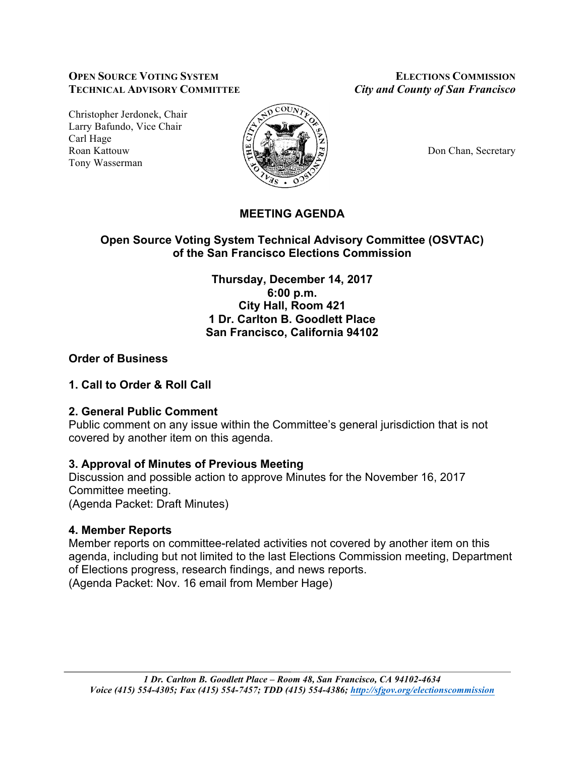**OPEN SOURCE VOTING SYSTEM**
**TECHNICAL ADVISORY COMMITTEE**

**ELECTIONS COMMISSION**
***City and County of San Francisco***

Christopher Jerdonek, Chair
Larry Bafundo, Vice Chair
Carl Hage
Roan Kattouw
Tony Wasserman

Don Chan, Secretary

# MEETING AGENDA

## Open Source Voting System Technical Advisory Committee (OSVTAC) of the San Francisco Elections Commission

**Thursday, December 14, 2017**
**6:00 p.m.**
**City Hall, Room 421**
**1 Dr. Carlton B. Goodlett Place**
**San Francisco, California 94102**

### Order of Business

### 1. Call to Order & Roll Call

### 2. General Public Comment

Public comment on any issue within the Committee's general jurisdiction that is not covered by another item on this agenda.

### 3. Approval of Minutes of Previous Meeting

Discussion and possible action to approve Minutes for the November 16, 2017 Committee meeting.
(Agenda Packet: Draft Minutes)

### 4. Member Reports

Member reports on committee-related activities not covered by another item on this agenda, including but not limited to the last Elections Commission meeting, Department of Elections progress, research findings, and news reports.
(Agenda Packet: Nov. 16 email from Member Hage)

*1 Dr. Carlton B. Goodlett Place – Room 48, San Francisco, CA 94102-4634*
*Voice (415) 554-4305; Fax (415) 554-7457; TDD (415) 554-4386; http://sfgov.org/electionscommission*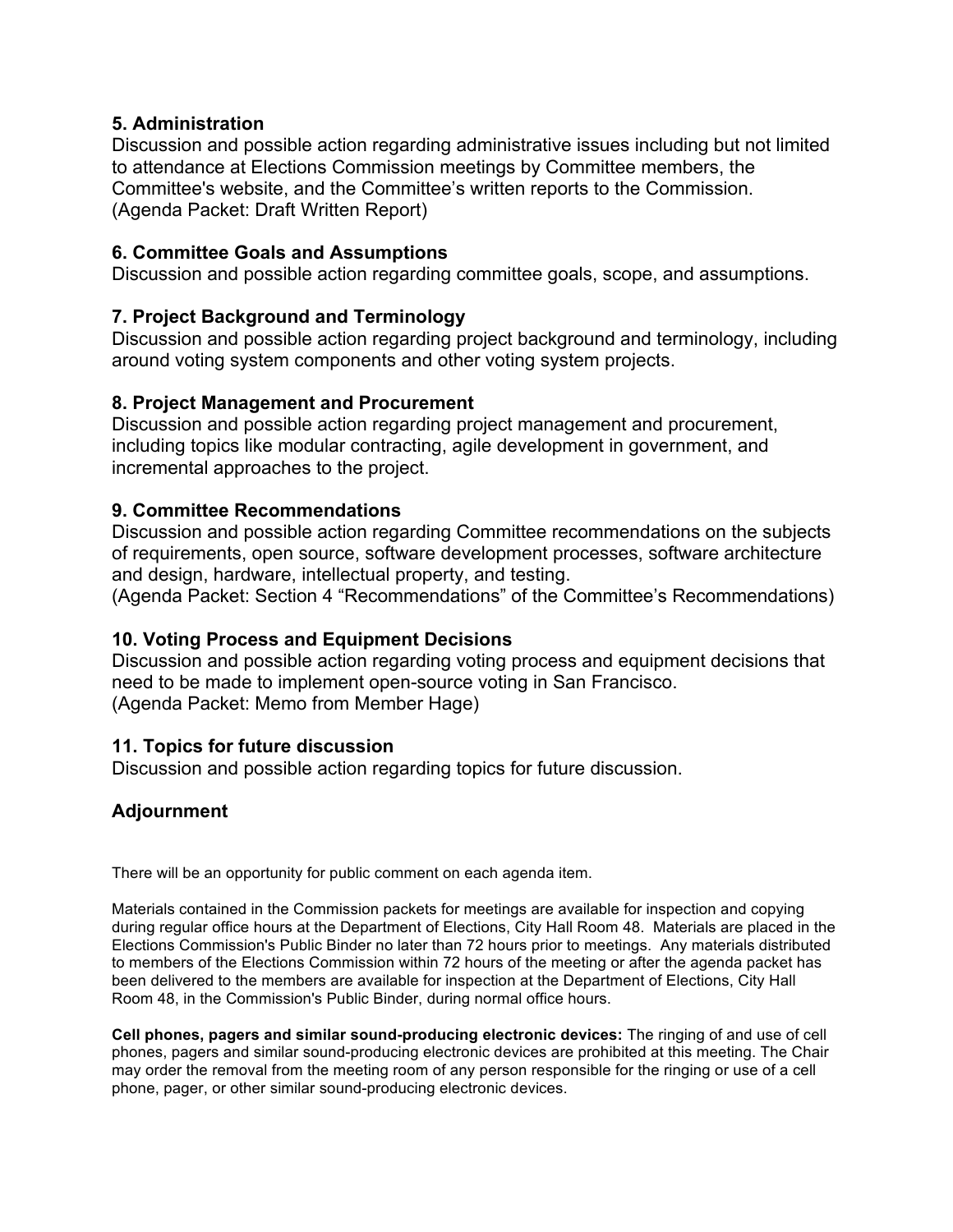### 5. Administration

Discussion and possible action regarding administrative issues including but not limited to attendance at Elections Commission meetings by Committee members, the Committee's website, and the Committee's written reports to the Commission.
(Agenda Packet: Draft Written Report)

### 6. Committee Goals and Assumptions

Discussion and possible action regarding committee goals, scope, and assumptions.

### 7. Project Background and Terminology

Discussion and possible action regarding project background and terminology, including around voting system components and other voting system projects.

### 8. Project Management and Procurement

Discussion and possible action regarding project management and procurement, including topics like modular contracting, agile development in government, and incremental approaches to the project.

### 9. Committee Recommendations

Discussion and possible action regarding Committee recommendations on the subjects of requirements, open source, software development processes, software architecture and design, hardware, intellectual property, and testing.
(Agenda Packet: Section 4 "Recommendations" of the Committee's Recommendations)

### 10. Voting Process and Equipment Decisions

Discussion and possible action regarding voting process and equipment decisions that need to be made to implement open-source voting in San Francisco.
(Agenda Packet: Memo from Member Hage)

### 11. Topics for future discussion

Discussion and possible action regarding topics for future discussion.

## Adjournment

There will be an opportunity for public comment on each agenda item.

Materials contained in the Commission packets for meetings are available for inspection and copying during regular office hours at the Department of Elections, City Hall Room 48. Materials are placed in the Elections Commission's Public Binder no later than 72 hours prior to meetings. Any materials distributed to members of the Elections Commission within 72 hours of the meeting or after the agenda packet has been delivered to the members are available for inspection at the Department of Elections, City Hall Room 48, in the Commission's Public Binder, during normal office hours.

**Cell phones, pagers and similar sound-producing electronic devices:** The ringing of and use of cell phones, pagers and similar sound-producing electronic devices are prohibited at this meeting. The Chair may order the removal from the meeting room of any person responsible for the ringing or use of a cell phone, pager, or other similar sound-producing electronic devices.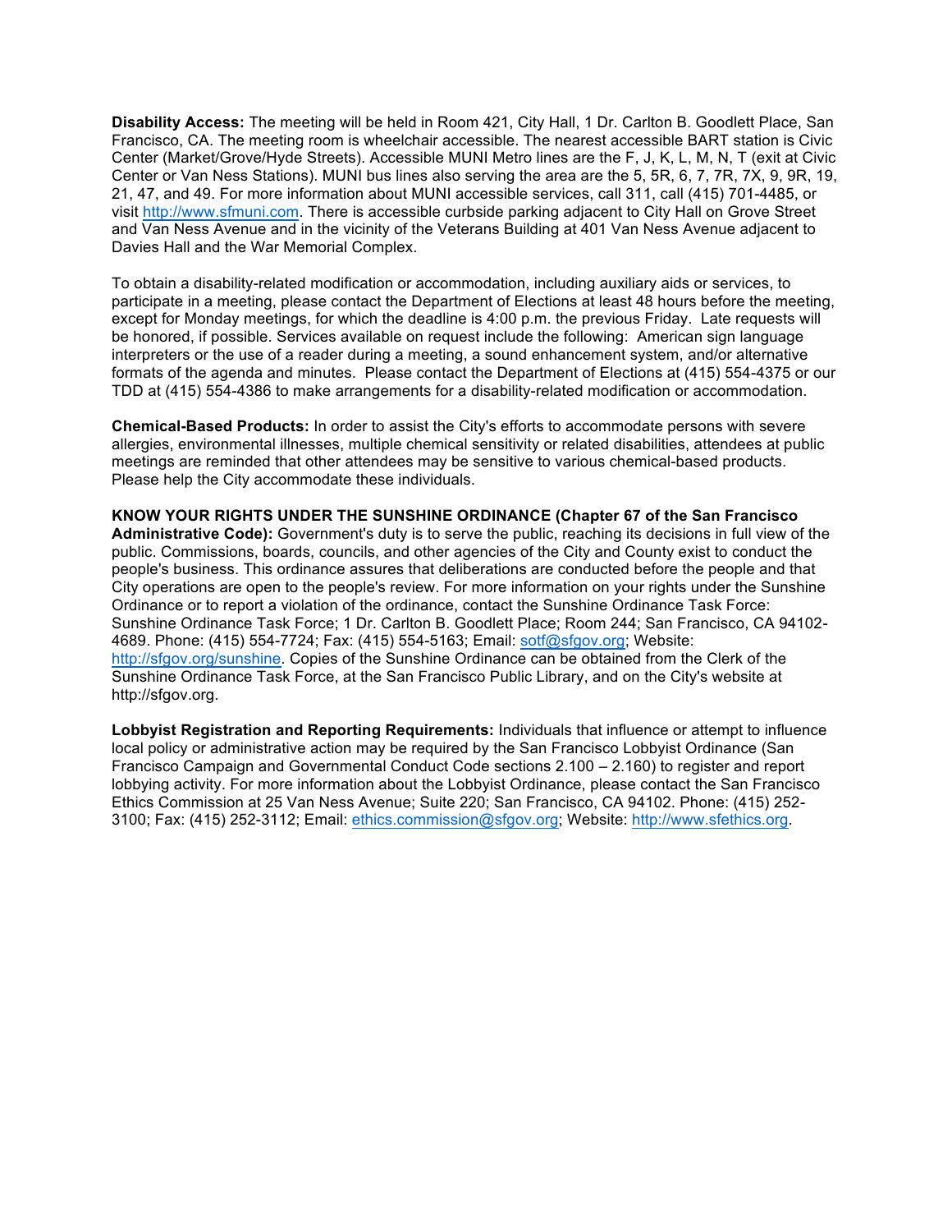**Disability Access:** The meeting will be held in Room 421, City Hall, 1 Dr. Carlton B. Goodlett Place, San Francisco, CA. The meeting room is wheelchair accessible. The nearest accessible BART station is Civic Center (Market/Grove/Hyde Streets). Accessible MUNI Metro lines are the F, J, K, L, M, N, T (exit at Civic Center or Van Ness Stations). MUNI bus lines also serving the area are the 5, 5R, 6, 7, 7R, 7X, 9, 9R, 19, 21, 47, and 49. For more information about MUNI accessible services, call 311, call (415) 701-4485, or visit http://www.sfmuni.com. There is accessible curbside parking adjacent to City Hall on Grove Street and Van Ness Avenue and in the vicinity of the Veterans Building at 401 Van Ness Avenue adjacent to Davies Hall and the War Memorial Complex.

To obtain a disability-related modification or accommodation, including auxiliary aids or services, to participate in a meeting, please contact the Department of Elections at least 48 hours before the meeting, except for Monday meetings, for which the deadline is 4:00 p.m. the previous Friday. Late requests will be honored, if possible. Services available on request include the following: American sign language interpreters or the use of a reader during a meeting, a sound enhancement system, and/or alternative formats of the agenda and minutes. Please contact the Department of Elections at (415) 554-4375 or our TDD at (415) 554-4386 to make arrangements for a disability-related modification or accommodation.

**Chemical-Based Products:** In order to assist the City's efforts to accommodate persons with severe allergies, environmental illnesses, multiple chemical sensitivity or related disabilities, attendees at public meetings are reminded that other attendees may be sensitive to various chemical-based products. Please help the City accommodate these individuals.

**KNOW YOUR RIGHTS UNDER THE SUNSHINE ORDINANCE (Chapter 67 of the San Francisco Administrative Code):** Government's duty is to serve the public, reaching its decisions in full view of the public. Commissions, boards, councils, and other agencies of the City and County exist to conduct the people's business. This ordinance assures that deliberations are conducted before the people and that City operations are open to the people's review. For more information on your rights under the Sunshine Ordinance or to report a violation of the ordinance, contact the Sunshine Ordinance Task Force: Sunshine Ordinance Task Force; 1 Dr. Carlton B. Goodlett Place; Room 244; San Francisco, CA 94102-4689. Phone: (415) 554-7724; Fax: (415) 554-5163; Email: sotf@sfgov.org; Website: http://sfgov.org/sunshine. Copies of the Sunshine Ordinance can be obtained from the Clerk of the Sunshine Ordinance Task Force, at the San Francisco Public Library, and on the City's website at http://sfgov.org.

**Lobbyist Registration and Reporting Requirements:** Individuals that influence or attempt to influence local policy or administrative action may be required by the San Francisco Lobbyist Ordinance (San Francisco Campaign and Governmental Conduct Code sections 2.100 – 2.160) to register and report lobbying activity. For more information about the Lobbyist Ordinance, please contact the San Francisco Ethics Commission at 25 Van Ness Avenue; Suite 220; San Francisco, CA 94102. Phone: (415) 252-3100; Fax: (415) 252-3112; Email: ethics.commission@sfgov.org; Website: http://www.sfethics.org.